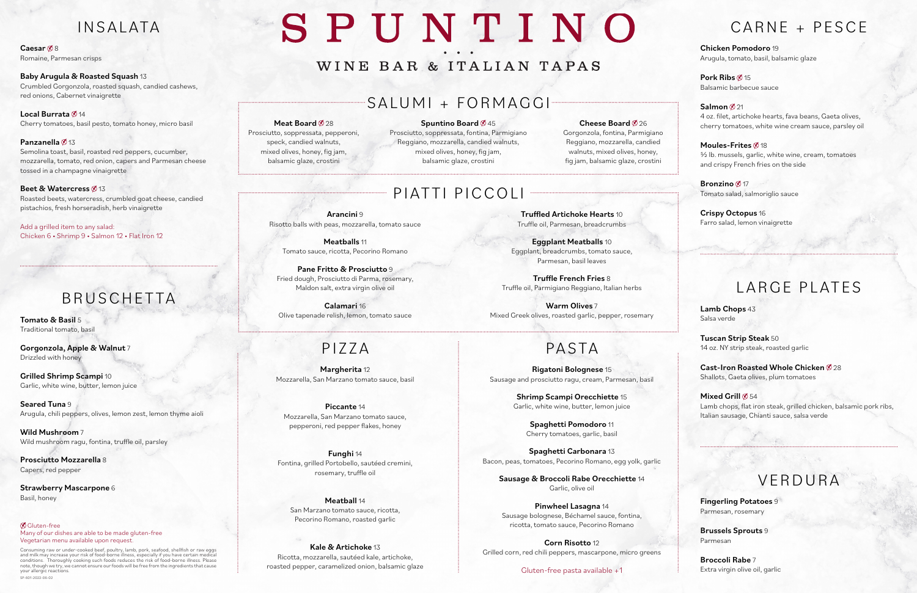# SPUNTINO

## WINE BAR & ITALIAN TAPAS

## INSALATA

**Caesar** ⊘ 8
Romaine, Parmesan crisps

**Baby Arugula & Roasted Squash** 13
Crumbled Gorgonzola, roasted squash, candied cashews, red onions, Cabernet vinaigrette

**Local Burrata** ⊘ 14
Cherry tomatoes, basil pesto, tomato honey, micro basil

**Panzanella** ⊘ 13
Semolina toast, basil, roasted red peppers, cucumber, mozzarella, tomato, red onion, capers and Parmesan cheese tossed in a champagne vinaigrette

**Beet & Watercress** ⊘ 13
Roasted beets, watercress, crumbled goat cheese, candied pistachios, fresh horseradish, herb vinaigrette

Add a grilled item to any salad:
Chicken 6 • Shrimp 9 • Salmon 12 • Flat Iron 12

## BRUSCHETTA

**Tomato & Basil** 5
Traditional tomato, basil

**Gorgonzola, Apple & Walnut** 7
Drizzled with honey

**Grilled Shrimp Scampi** 10
Garlic, white wine, butter, lemon juice

**Seared Tuna** 9
Arugula, chili peppers, olives, lemon zest, lemon thyme aioli

**Wild Mushroom** 7
Wild mushroom ragu, fontina, truffle oil, parsley

**Prosciutto Mozzarella** 8
Capers, red pepper

**Strawberry Mascarpone** 6
Basil, honey

⊘ Gluten-free
Many of our dishes are able to be made gluten-free
Vegetarian menu available upon request.

Consuming raw or under-cooked beef, poultry, lamb, pork, seafood, shellfish or raw eggs and milk may increase your risk of food-borne illness, especially if you have certain medical conditions. Thoroughly cooking such foods reduces the risk of food-borne illness. Please note, though we try, we cannot ensure our foods will be free from the ingredients that cause your allergic reactions.

SP-601-2022-06-02

## SALUMI + FORMAGGI

**Meat Board** ⊘ 28
Prosciutto, soppressata, pepperoni, speck, candied walnuts, mixed olives, honey, fig jam, balsamic glaze, crostini

**Spuntino Board** ⊘ 45
Prosciutto, soppressata, fontina, Parmigiano Reggiano, mozzarella, candied walnuts, mixed olives, honey, fig jam, balsamic glaze, crostini

**Cheese Board** ⊘ 26
Gorgonzola, fontina, Parmigiano Reggiano, mozzarella, candied walnuts, mixed olives, honey, fig jam, balsamic glaze, crostini

## PIATTI PICCOLI

**Arancini** 9
Risotto balls with peas, mozzarella, tomato sauce

**Meatballs** 11
Tomato sauce, ricotta, Pecorino Romano

**Pane Fritto & Prosciutto** 9
Fried dough, Prosciutto di Parma, rosemary, Maldon salt, extra virgin olive oil

**Calamari** 16
Olive tapenade relish, lemon, tomato sauce

**Truffled Artichoke Hearts** 10
Truffle oil, Parmesan, breadcrumbs

**Eggplant Meatballs** 10
Eggplant, breadcrumbs, tomato sauce, Parmesan, basil leaves

**Truffle French Fries** 8
Truffle oil, Parmigiano Reggiano, Italian herbs

**Warm Olives** 7
Mixed Greek olives, roasted garlic, pepper, rosemary

## PIZZA

**Margherita** 12
Mozzarella, San Marzano tomato sauce, basil

**Piccante** 14
Mozzarella, San Marzano tomato sauce, pepperoni, red pepper flakes, honey

**Funghi** 14
Fontina, grilled Portobello, sautéed cremini, rosemary, truffle oil

**Meatball** 14
San Marzano tomato sauce, ricotta, Pecorino Romano, roasted garlic

**Kale & Artichoke** 13
Ricotta, mozzarella, sautéed kale, artichoke, roasted pepper, caramelized onion, balsamic glaze

## PASTA

**Rigatoni Bolognese** 15
Sausage and prosciutto ragu, cream, Parmesan, basil

**Shrimp Scampi Orecchiette** 15
Garlic, white wine, butter, lemon juice

**Spaghetti Pomodoro** 11
Cherry tomatoes, garlic, basil

**Spaghetti Carbonara** 13
Bacon, peas, tomatoes, Pecorino Romano, egg yolk, garlic

**Sausage & Broccoli Rabe Orecchiette** 14
Garlic, olive oil

**Pinwheel Lasagna** 14
Sausage bolognese, Béchamel sauce, fontina, ricotta, tomato sauce, Pecorino Romano

**Corn Risotto** 12
Grilled corn, red chili peppers, mascarpone, micro greens

Gluten-free pasta available +1

## CARNE + PESCE

**Chicken Pomodoro** 19
Arugula, tomato, basil, balsamic glaze

**Pork Ribs** ⊘ 15
Balsamic barbecue sauce

**Salmon** ⊘ 21
4 oz. filet, artichoke hearts, fava beans, Gaeta olives, cherry tomatoes, white wine cream sauce, parsley oil

**Moules-Frites** ⊘ 18
½ lb. mussels, garlic, white wine, cream, tomatoes and crispy French fries on the side

**Bronzino** ⊘ 17
Tomato salad, salmoriglio sauce

**Crispy Octopus** 16
Farro salad, lemon vinaigrette

## LARGE PLATES

**Lamb Chops** 43
Salsa verde

**Tuscan Strip Steak** 50
14 oz. NY strip steak, roasted garlic

**Cast-Iron Roasted Whole Chicken** ⊘ 28
Shallots, Gaeta olives, plum tomatoes

**Mixed Grill** ⊘ 54
Lamb chops, flat iron steak, grilled chicken, balsamic pork ribs, Italian sausage, Chianti sauce, salsa verde

## VERDURA

**Fingerling Potatoes** 9
Parmesan, rosemary

**Brussels Sprouts** 9
Parmesan

**Broccoli Rabe** 7
Extra virgin olive oil, garlic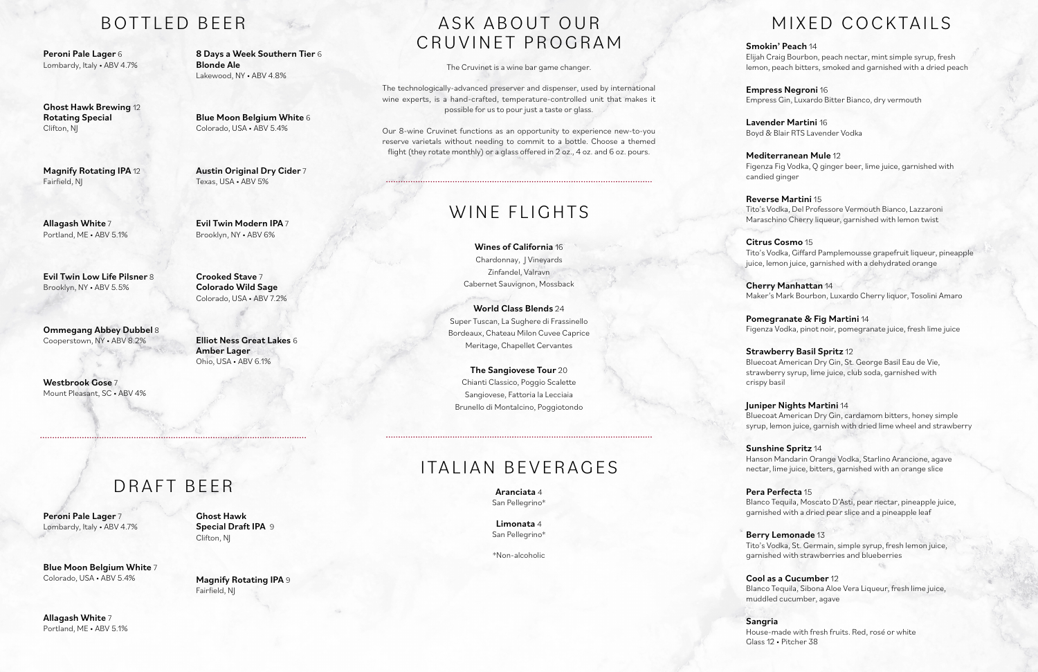# BOTTLED BEER

**Peroni Pale Lager** 6
Lombardy, Italy • ABV 4.7%

**Ghost Hawk Brewing Rotating Special** 12
Clifton, NJ

**Magnify Rotating IPA** 12
Fairfield, NJ

**Allagash White** 7
Portland, ME • ABV 5.1%

**Evil Twin Low Life Pilsner** 8
Brooklyn, NY • ABV 5.5%

**Ommegang Abbey Dubbel** 8
Cooperstown, NY • ABV 8.2%

**Westbrook Gose** 7
Mount Pleasant, SC • ABV 4%

**8 Days a Week Southern Tier Blonde Ale** 6
Lakewood, NY • ABV 4.8%

**Blue Moon Belgium White** 6
Colorado, USA • ABV 5.4%

**Austin Original Dry Cider** 7
Texas, USA • ABV 5%

**Evil Twin Modern IPA** 7
Brooklyn, NY • ABV 6%

**Crooked Stave Colorado Wild Sage** 7
Colorado, USA • ABV 7.2%

**Elliot Ness Great Lakes Amber Lager** 6
Ohio, USA • ABV 6.1%

# DRAFT BEER

**Peroni Pale Lager** 7
Lombardy, Italy • ABV 4.7%

**Blue Moon Belgium White** 7
Colorado, USA • ABV 5.4%

**Allagash White** 7
Portland, ME • ABV 5.1%

**Ghost Hawk Special Draft IPA** 9
Clifton, NJ

**Magnify Rotating IPA** 9
Fairfield, NJ

# ASK ABOUT OUR CRUVINET PROGRAM

The Cruvinet is a wine bar game changer.

The technologically-advanced preserver and dispenser, used by international wine experts, is a hand-crafted, temperature-controlled unit that makes it possible for us to pour just a taste or glass.

Our 8-wine Cruvinet functions as an opportunity to experience new-to-you reserve varietals without needing to commit to a bottle. Choose a themed flight (they rotate monthly) or a glass offered in 2 oz., 4 oz. and 6 oz. pours.

# WINE FLIGHTS

**Wines of California** 16
Chardonnay, J Vineyards
Zinfandel, Valravn
Cabernet Sauvignon, Mossback

**World Class Blends** 24
Super Tuscan, La Sughere di Frassinello
Bordeaux, Chateau Milon Cuvee Caprice
Meritage, Chapellet Cervantes

**The Sangiovese Tour** 20
Chianti Classico, Poggio Scalette
Sangiovese, Fattoria la Lecciaia
Brunello di Montalcino, Poggiotondo

# ITALIAN BEVERAGES

**Aranciata** 4
San Pellegrino*

**Limonata** 4
San Pellegrino*

*Non-alcoholic

# MIXED COCKTAILS

**Smokin' Peach** 14
Elijah Craig Bourbon, peach nectar, mint simple syrup, fresh lemon, peach bitters, smoked and garnished with a dried peach

**Empress Negroni** 16
Empress Gin, Luxardo Bitter Bianco, dry vermouth

**Lavender Martini** 16
Boyd & Blair RTS Lavender Vodka

**Mediterranean Mule** 12
Figenza Fig Vodka, Q ginger beer, lime juice, garnished with candied ginger

**Reverse Martini** 15
Tito's Vodka, Del Professore Vermouth Bianco, Lazzaroni Maraschino Cherry liqueur, garnished with lemon twist

**Citrus Cosmo** 15
Tito's Vodka, Giffard Pamplemousse grapefruit liqueur, pineapple juice, lemon juice, garnished with a dehydrated orange

**Cherry Manhattan** 14
Maker's Mark Bourbon, Luxardo Cherry liquor, Tosolini Amaro

**Pomegranate & Fig Martini** 14
Figenza Vodka, pinot noir, pomegranate juice, fresh lime juice

**Strawberry Basil Spritz** 12
Bluecoat American Dry Gin, St. George Basil Eau de Vie, strawberry syrup, lime juice, club soda, garnished with crispy basil

**Juniper Nights Martini** 14
Bluecoat American Dry Gin, cardamom bitters, honey simple syrup, lemon juice, garnish with dried lime wheel and strawberry

**Sunshine Spritz** 14
Hanson Mandarin Orange Vodka, Starlino Arancione, agave nectar, lime juice, bitters, garnished with an orange slice

**Pera Perfecta** 15
Blanco Tequila, Moscato D'Asti, pear nectar, pineapple juice, garnished with a dried pear slice and a pineapple leaf

**Berry Lemonade** 13
Tito's Vodka, St. Germain, simple syrup, fresh lemon juice, garnished with strawberries and blueberries

**Cool as a Cucumber** 12
Blanco Tequila, Sibona Aloe Vera Liqueur, fresh lime juice, muddled cucumber, agave

**Sangria**
House-made with fresh fruits. Red, rosé or white
Glass 12 • Pitcher 38